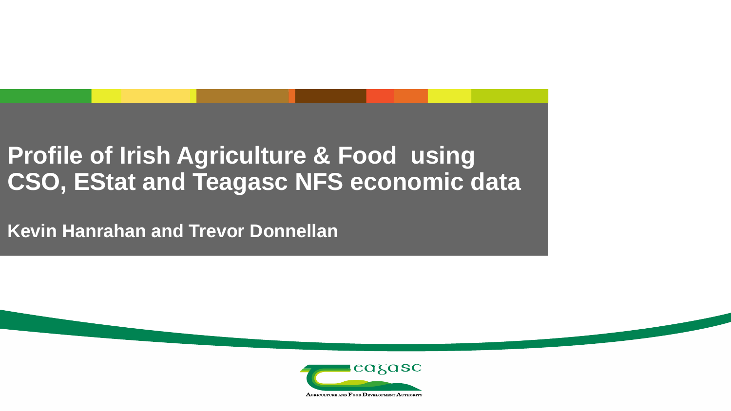# Profile of Irish Agriculture & Food using CSO, EStat and Teagasc NFS economic data

**Kevin Hanrahan and Trevor Donnellan**

Teagasc

Agriculture and Food Development Authority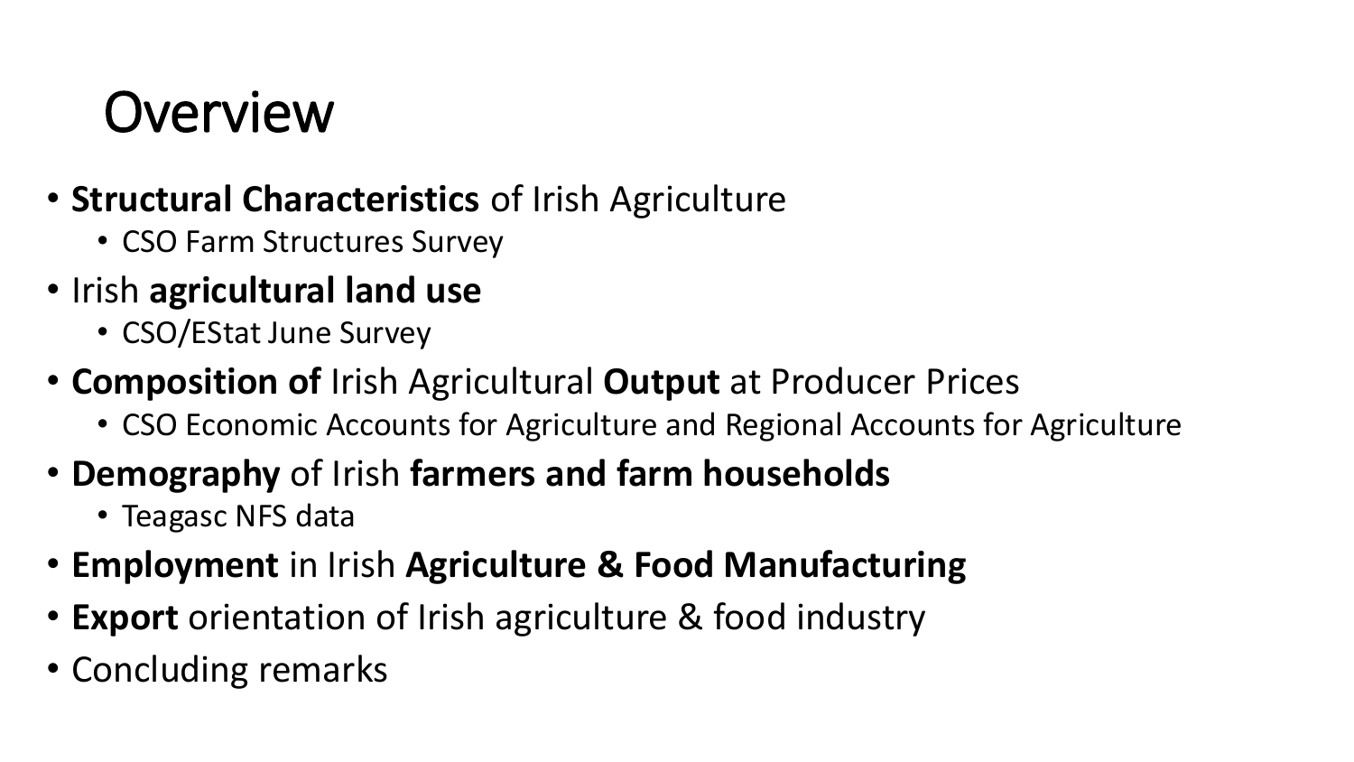# Overview

- **Structural Characteristics** of Irish Agriculture
  - CSO Farm Structures Survey
- Irish **agricultural land use**
  - CSO/EStat June Survey
- **Composition of** Irish Agricultural **Output** at Producer Prices
  - CSO Economic Accounts for Agriculture and Regional Accounts for Agriculture
- **Demography** of Irish **farmers and farm households**
  - Teagasc NFS data
- **Employment** in Irish **Agriculture & Food Manufacturing**
- **Export** orientation of Irish agriculture & food industry
- Concluding remarks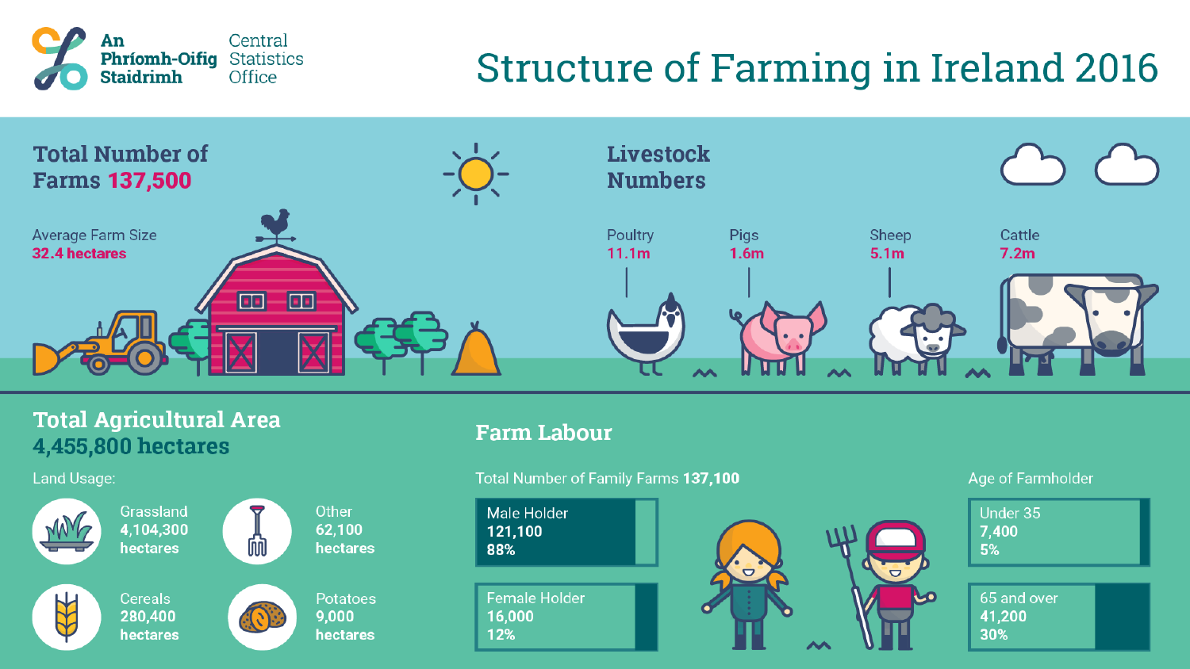An Phríomh-Oifig Staidrimh | Central Statistics Office

# Structure of Farming in Ireland 2016

## Total Number of Farms 137,500

Average Farm Size
**32.4 hectares**

## Livestock Numbers

- Poultry **11.1m**
- Pigs **1.6m**
- Sheep **5.1m**
- Cattle **7.2m**

## Total Agricultural Area 4,455,800 hectares

Land Usage:

- Grassland **4,104,300 hectares**
- Other **62,100 hectares**
- Cereals **280,400 hectares**
- Potatoes **9,000 hectares**

## Farm Labour

Total Number of Family Farms **137,100**

- Male Holder **121,100** **88%**
- Female Holder **16,000** **12%**

Age of Farmholder

- Under 35 **7,400** **5%**
- 65 and over **41,200** **30%**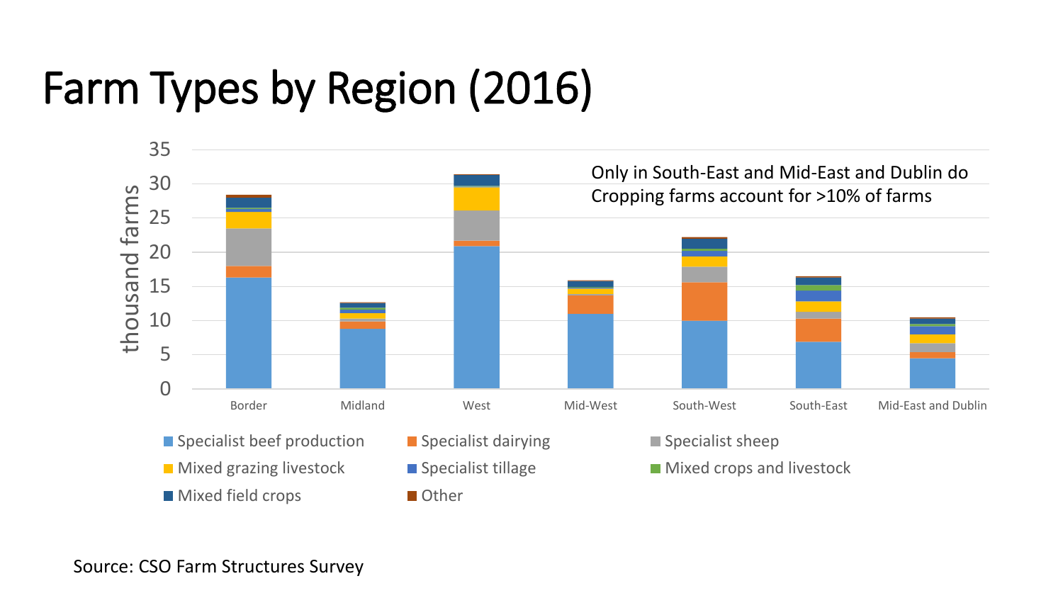# Farm Types by Region (2016)

Only in South-East and Mid-East and Dublin do Cropping farms account for >10% of farms

Source: CSO Farm Structures Survey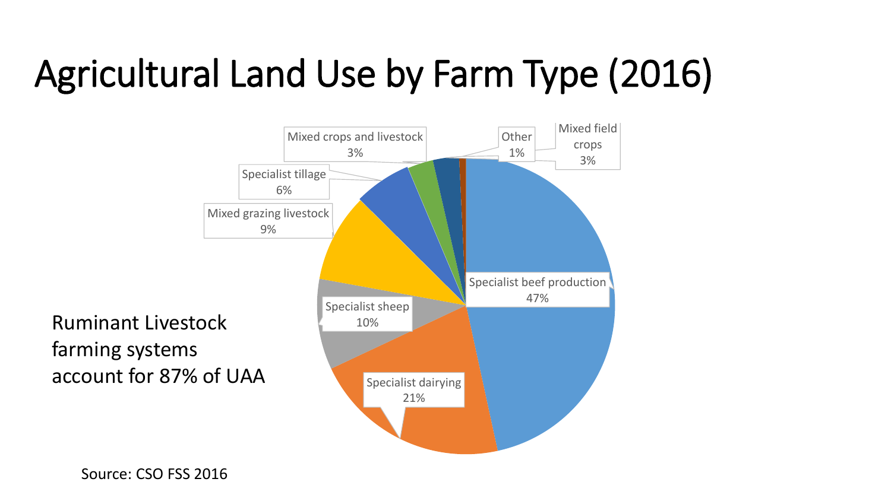# Agricultural Land Use by Farm Type (2016)

| Farm Type | Share |
| --- | --- |
| Specialist beef production | 47% |
| Specialist dairying | 21% |
| Specialist sheep | 10% |
| Mixed grazing livestock | 9% |
| Specialist tillage | 6% |
| Mixed crops and livestock | 3% |
| Mixed field crops | 3% |
| Other | 1% |

Ruminant Livestock farming systems account for 87% of UAA

Source: CSO FSS 2016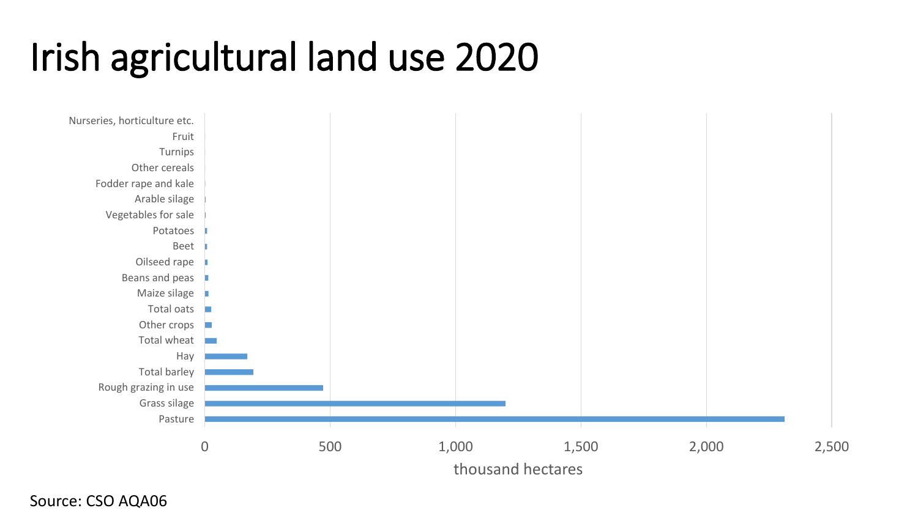# Irish agricultural land use 2020

Nurseries, horticulture etc.
Fruit
Turnips
Other cereals
Fodder rape and kale
Arable silage
Vegetables for sale
Potatoes
Beet
Oilseed rape
Beans and peas
Maize silage
Total oats
Other crops
Total wheat
Hay
Total barley
Rough grazing in use
Grass silage
Pasture

0 500 1,000 1,500 2,000 2,500

thousand hectares

Source: CSO AQA06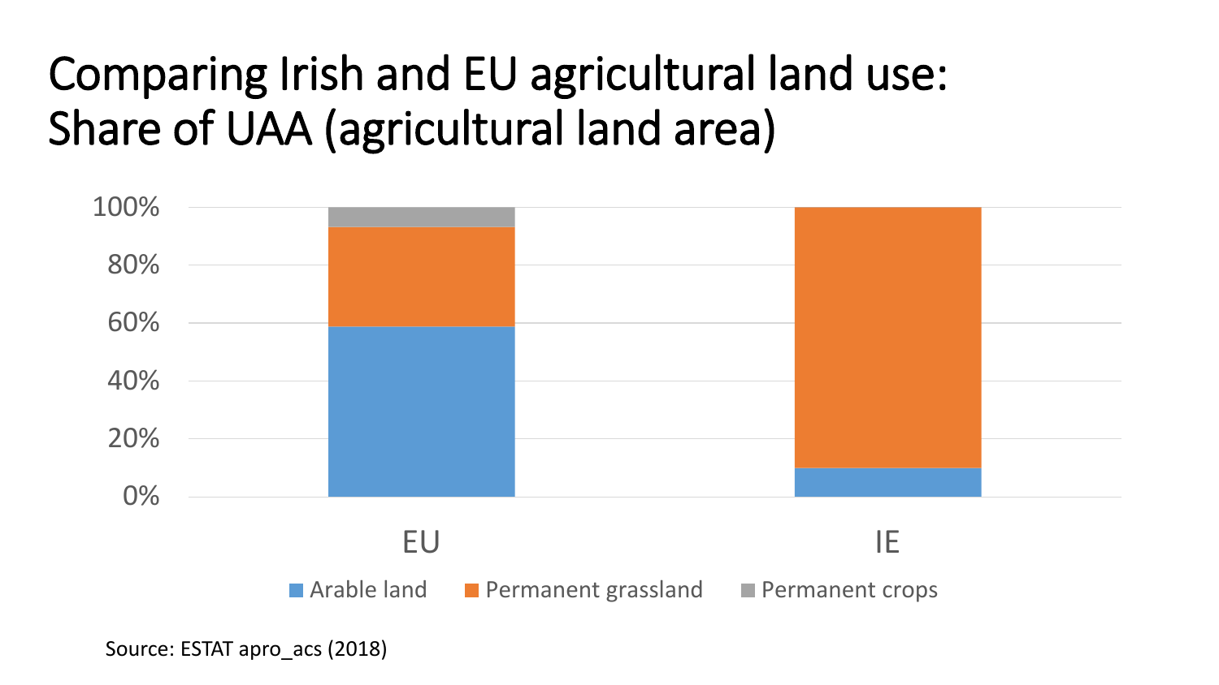# Comparing Irish and EU agricultural land use: Share of UAA (agricultural land area)

100%
80%
60%
40%
20%
0%

EU IE

Arable land   Permanent grassland   Permanent crops

Source: ESTAT apro_acs (2018)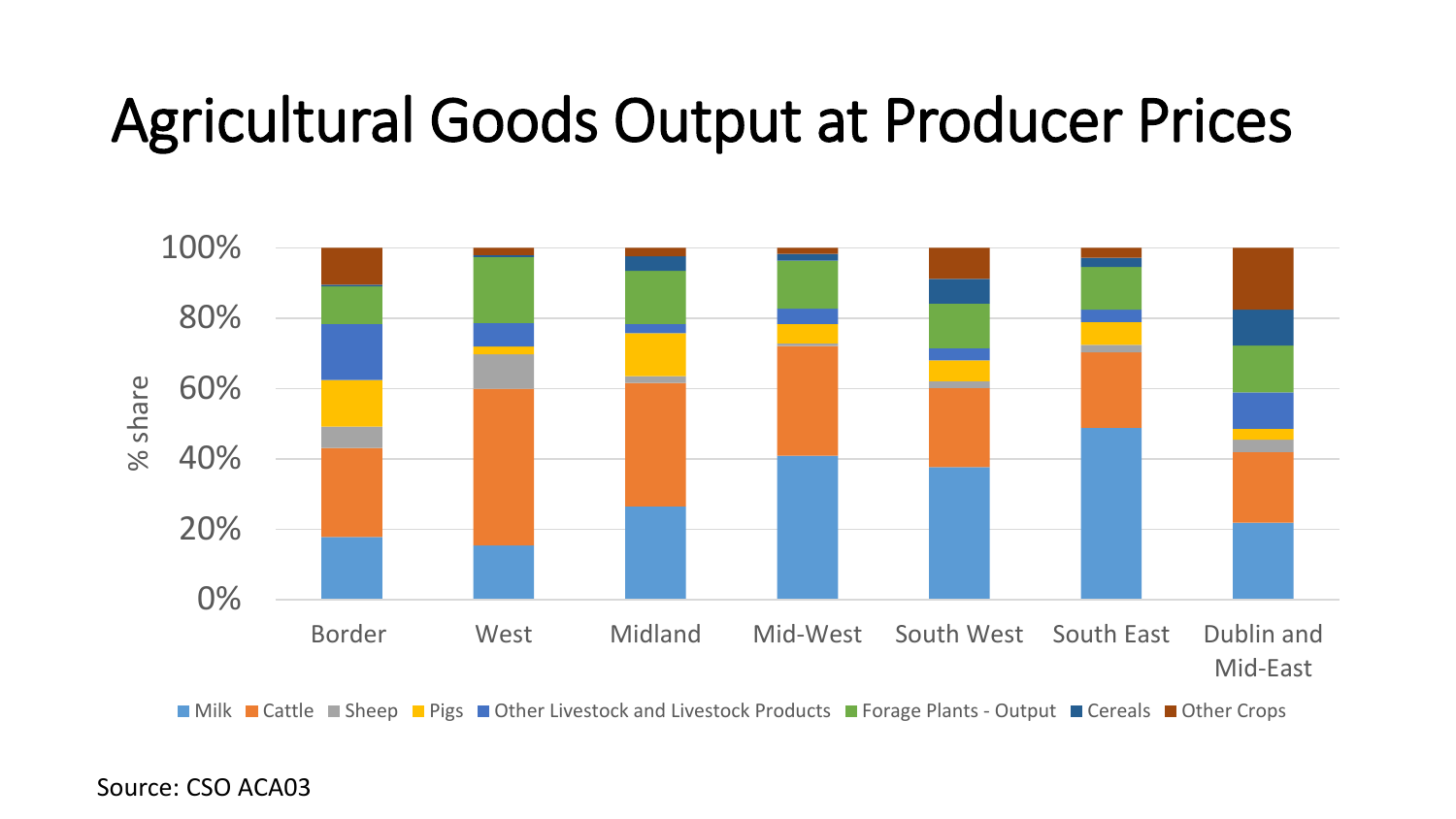# Agricultural Goods Output at Producer Prices

Source: CSO ACA03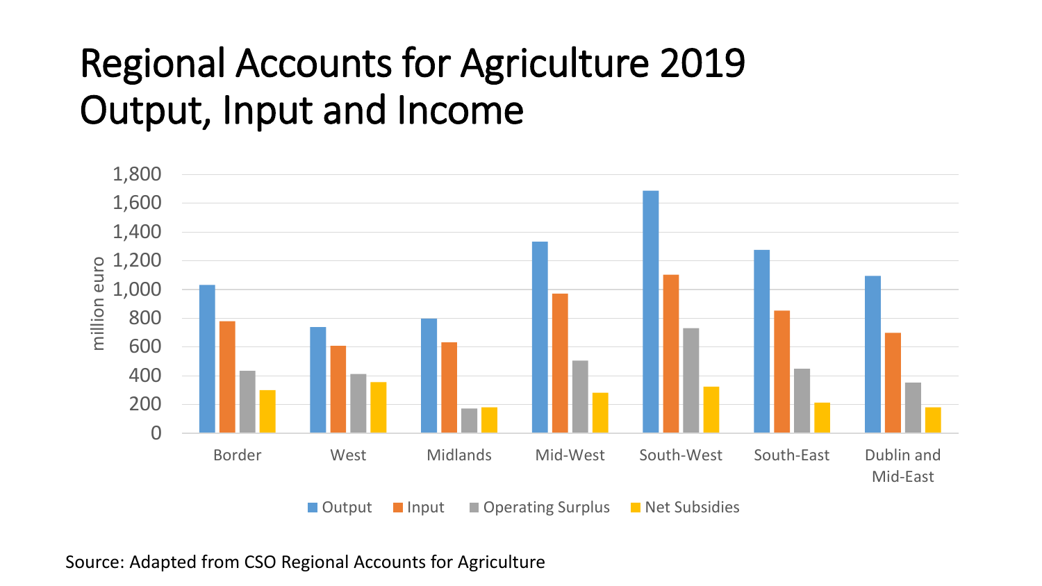# Regional Accounts for Agriculture 2019 Output, Input and Income

Source: Adapted from CSO Regional Accounts for Agriculture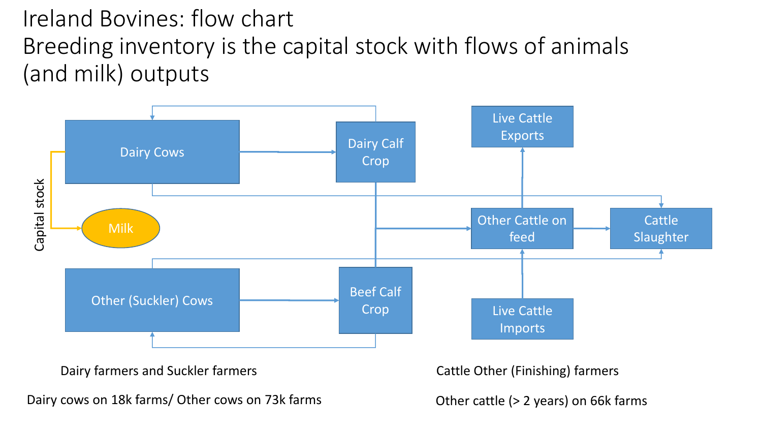# Ireland Bovines: flow chart
# Breeding inventory is the capital stock with flows of animals (and milk) outputs

Capital stock

Dairy Cows

Milk

Dairy Calf Crop

Other (Suckler) Cows

Beef Calf Crop

Live Cattle Exports

Other Cattle on feed

Cattle Slaughter

Live Cattle Imports

Dairy farmers and Suckler farmers

Dairy cows on 18k farms/ Other cows on 73k farms

Cattle Other (Finishing) farmers

Other cattle (> 2 years) on 66k farms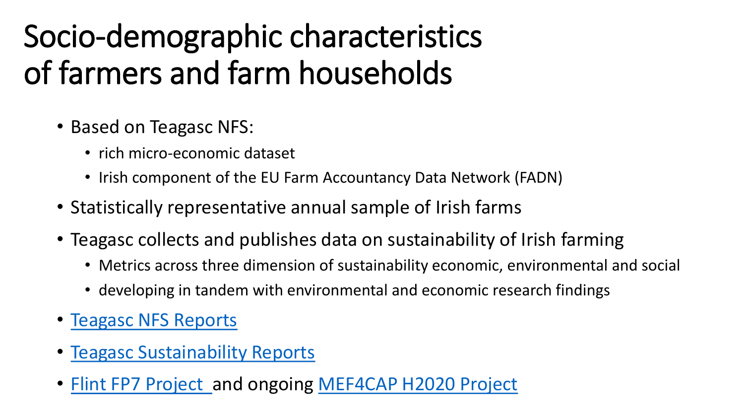# Socio-demographic characteristics of farmers and farm households

- Based on Teagasc NFS:
  - rich micro-economic dataset
  - Irish component of the EU Farm Accountancy Data Network (FADN)
- Statistically representative annual sample of Irish farms
- Teagasc collects and publishes data on sustainability of Irish farming
  - Metrics across three dimension of sustainability economic, environmental and social
  - developing in tandem with environmental and economic research findings
- Teagasc NFS Reports
- Teagasc Sustainability Reports
- Flint FP7 Project and ongoing MEF4CAP H2020 Project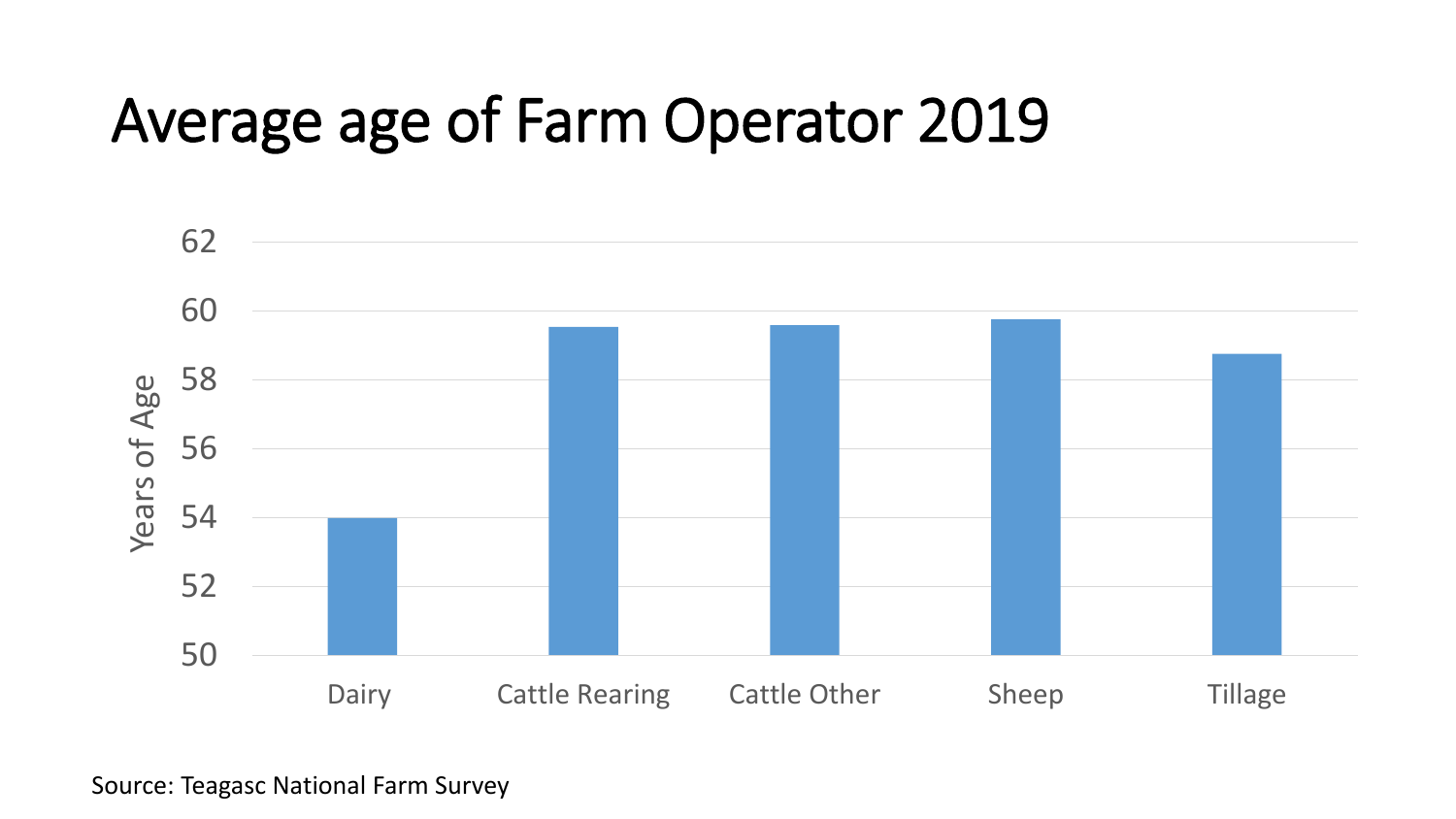# Average age of Farm Operator 2019

Years of Age

62
60
58
56
54
52
50

Dairy | Cattle Rearing | Cattle Other | Sheep | Tillage

Source: Teagasc National Farm Survey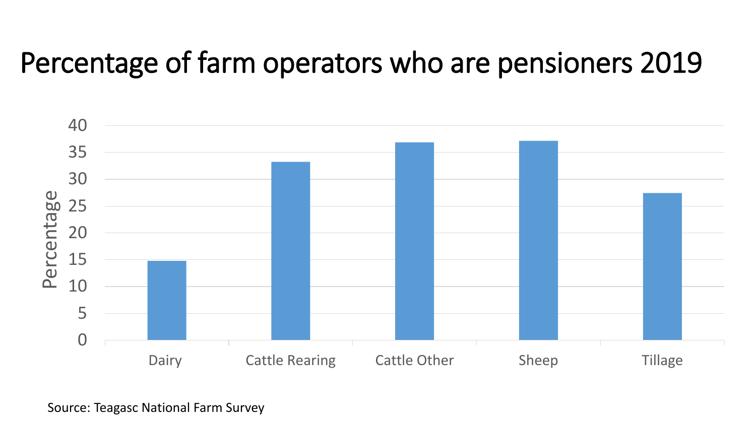# Percentage of farm operators who are pensioners 2019

| Farm type | Percentage |
| --- | --- |
| Dairy | 14.8 |
| Cattle Rearing | 33.3 |
| Cattle Other | 36.9 |
| Sheep | 37.2 |
| Tillage | 27.4 |

Source: Teagasc National Farm Survey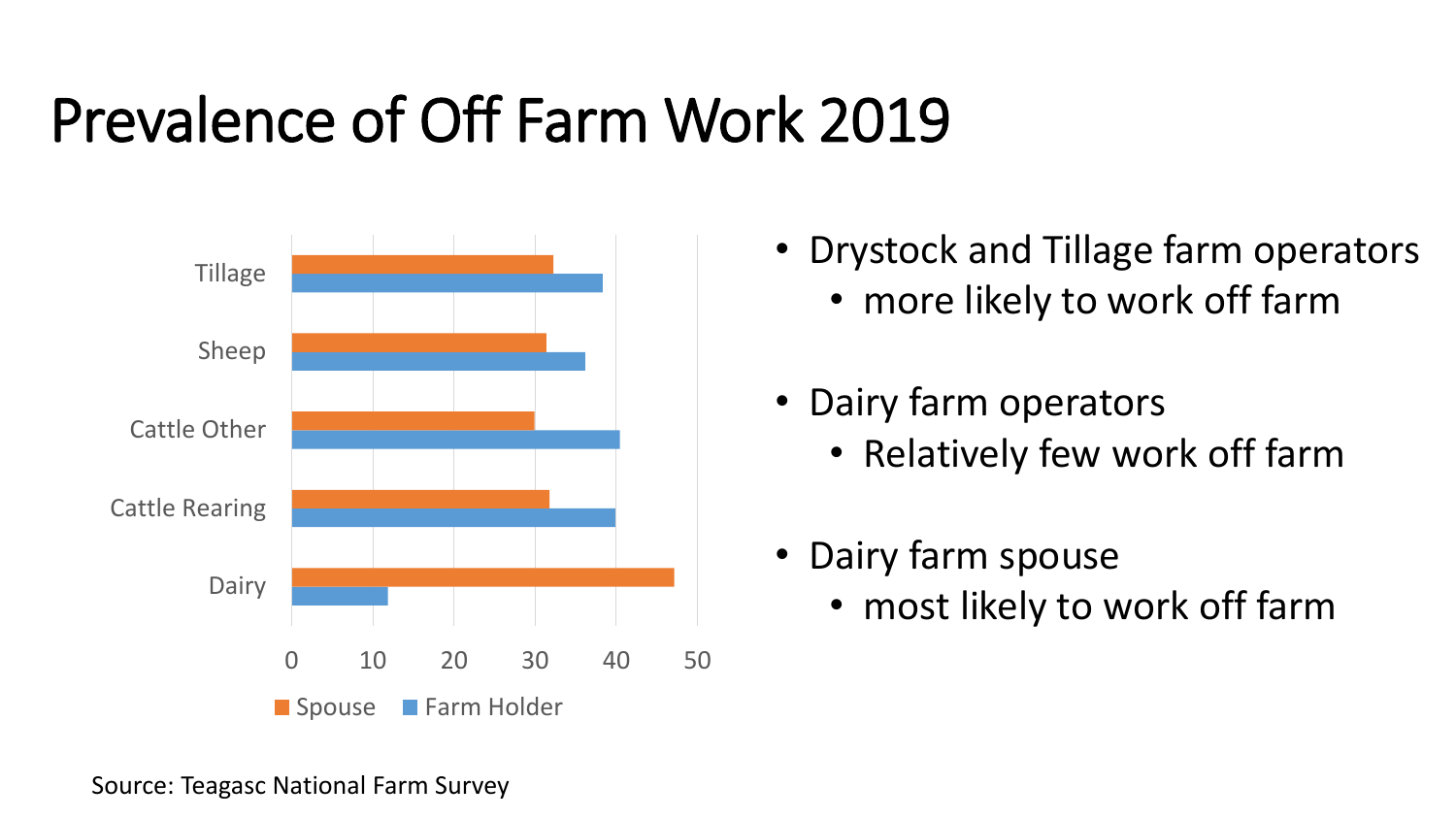# Prevalence of Off Farm Work 2019

- Drystock and Tillage farm operators
  - more likely to work off farm
- Dairy farm operators
  - Relatively few work off farm
- Dairy farm spouse
  - most likely to work off farm

Source: Teagasc National Farm Survey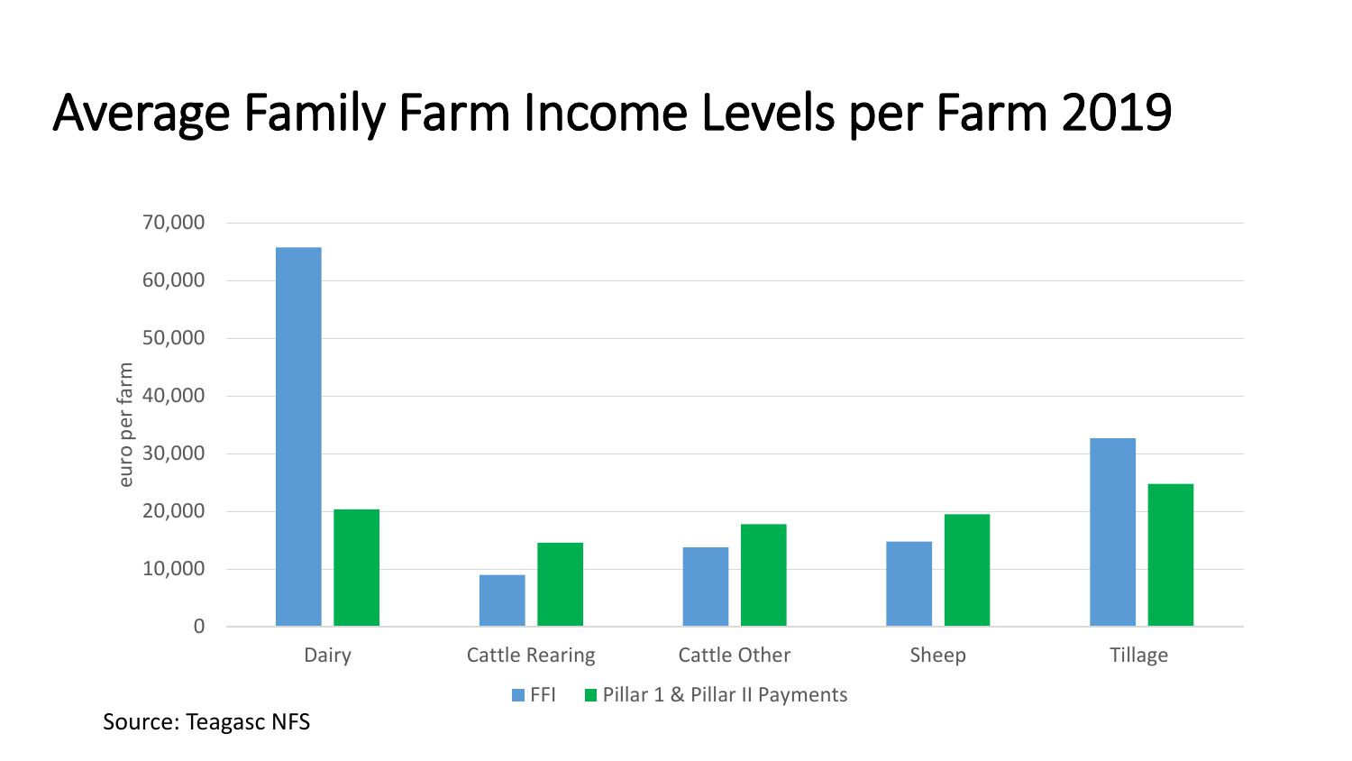# Average Family Farm Income Levels per Farm 2019

Source: Teagasc NFS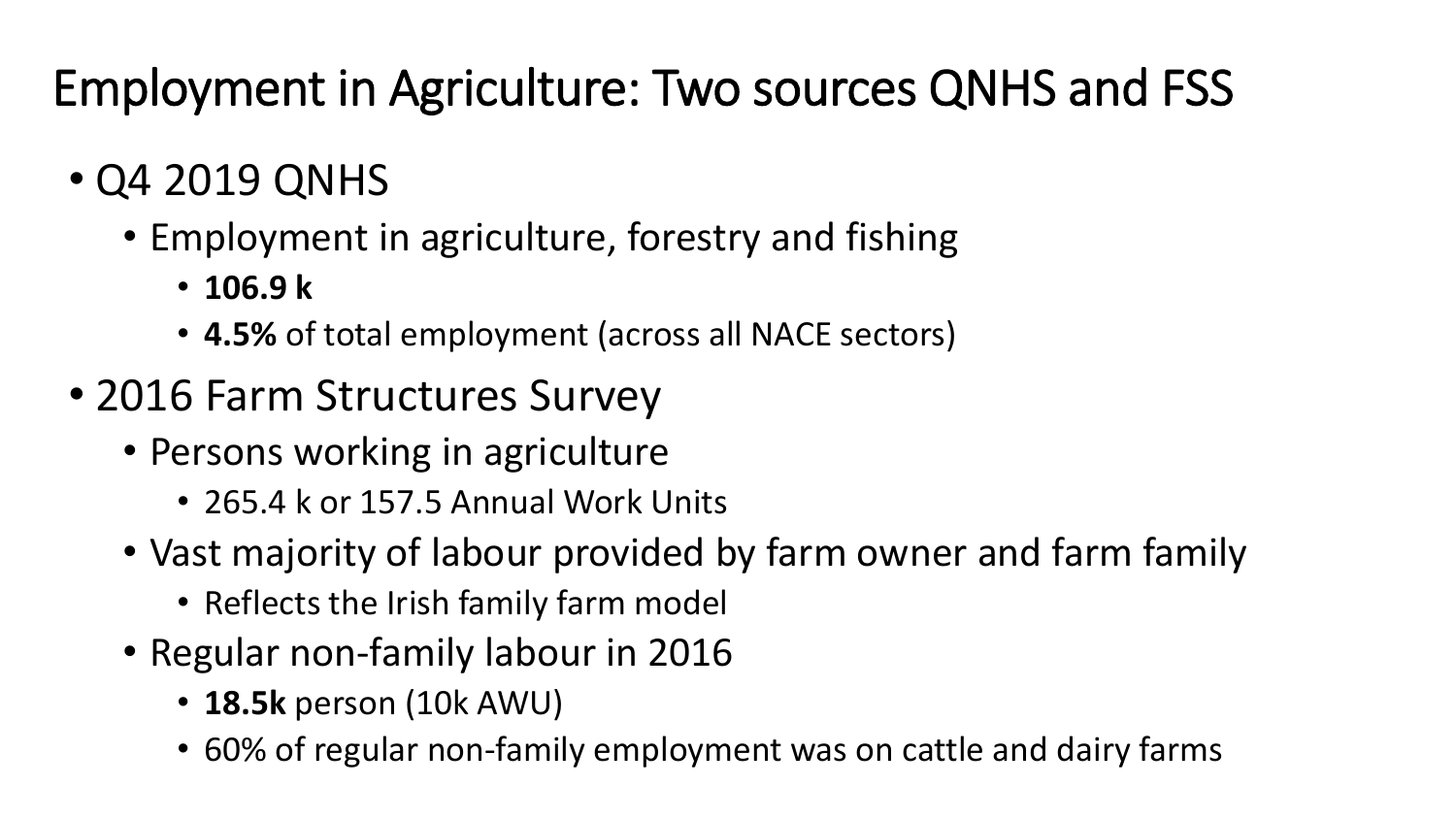# Employment in Agriculture: Two sources QNHS and FSS

- Q4 2019 QNHS
  - Employment in agriculture, forestry and fishing
    - **106.9 k**
    - **4.5%** of total employment (across all NACE sectors)
- 2016 Farm Structures Survey
  - Persons working in agriculture
    - 265.4 k or 157.5 Annual Work Units
  - Vast majority of labour provided by farm owner and farm family
    - Reflects the Irish family farm model
  - Regular non-family labour in 2016
    - **18.5k** person (10k AWU)
    - 60% of regular non-family employment was on cattle and dairy farms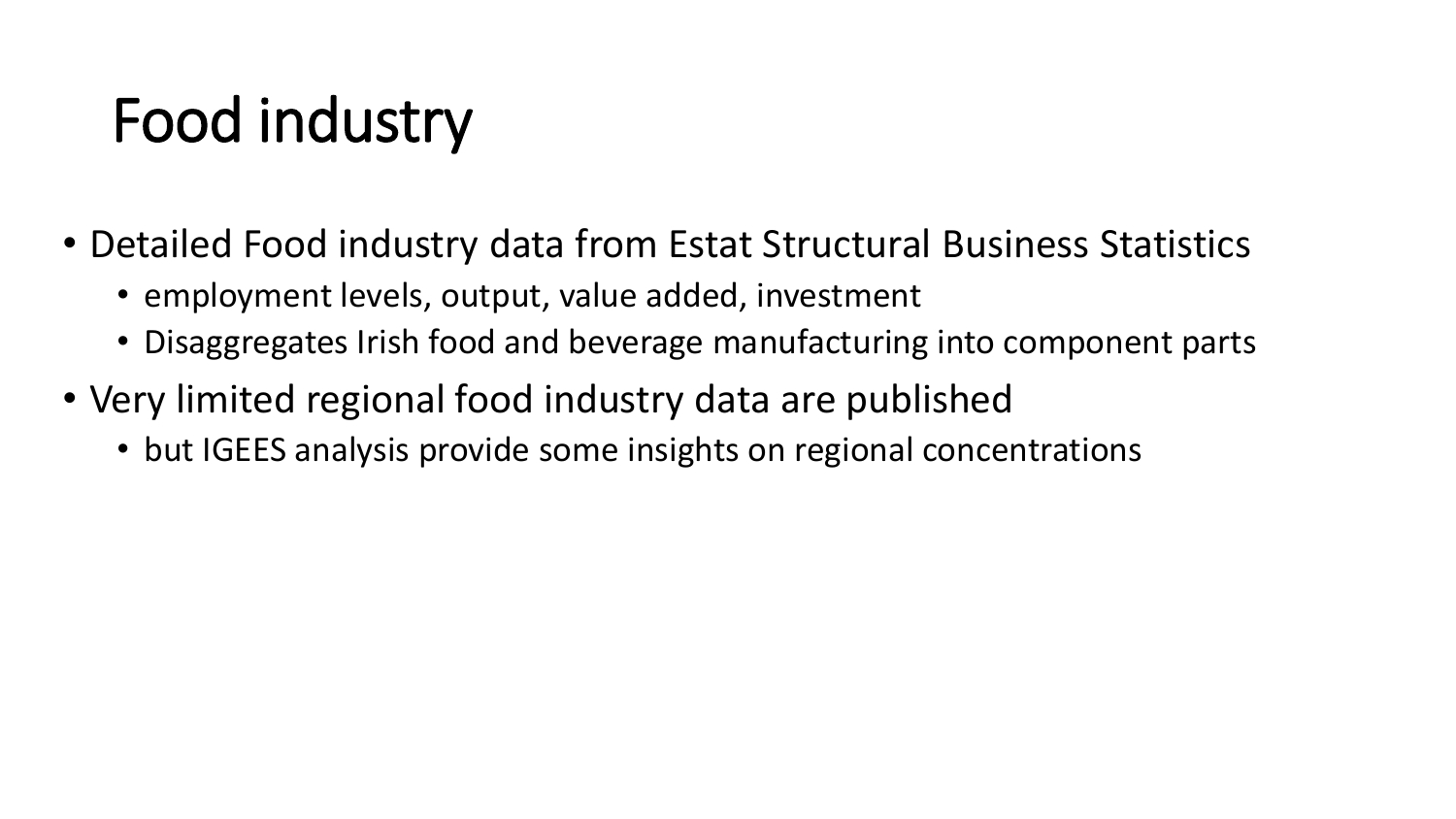# Food industry

- Detailed Food industry data from Estat Structural Business Statistics
  - employment levels, output, value added, investment
  - Disaggregates Irish food and beverage manufacturing into component parts
- Very limited regional food industry data are published
  - but IGEES analysis provide some insights on regional concentrations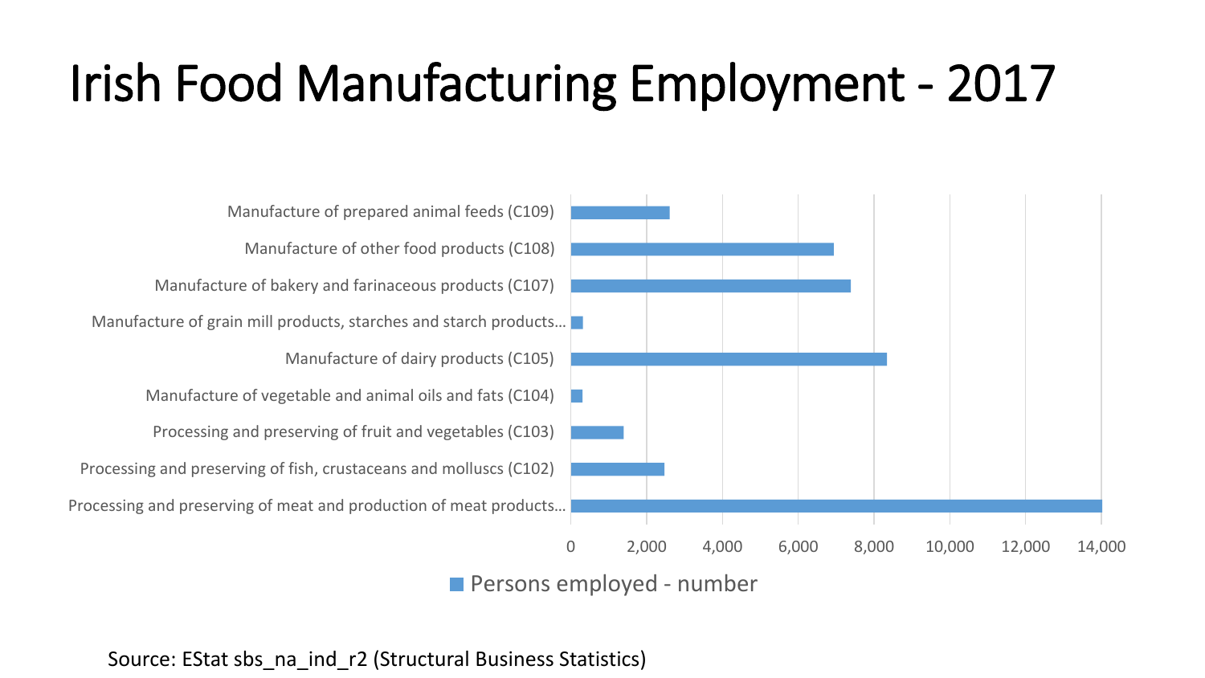# Irish Food Manufacturing Employment - 2017

Manufacture of prepared animal feeds (C109)

Manufacture of other food products (C108)

Manufacture of bakery and farinaceous products (C107)

Manufacture of grain mill products, starches and starch products...

Manufacture of dairy products (C105)

Manufacture of vegetable and animal oils and fats (C104)

Processing and preserving of fruit and vegetables (C103)

Processing and preserving of fish, crustaceans and molluscs (C102)

Processing and preserving of meat and production of meat products...

0 2,000 4,000 6,000 8,000 10,000 12,000 14,000

Persons employed - number

Source: EStat sbs_na_ind_r2 (Structural Business Statistics)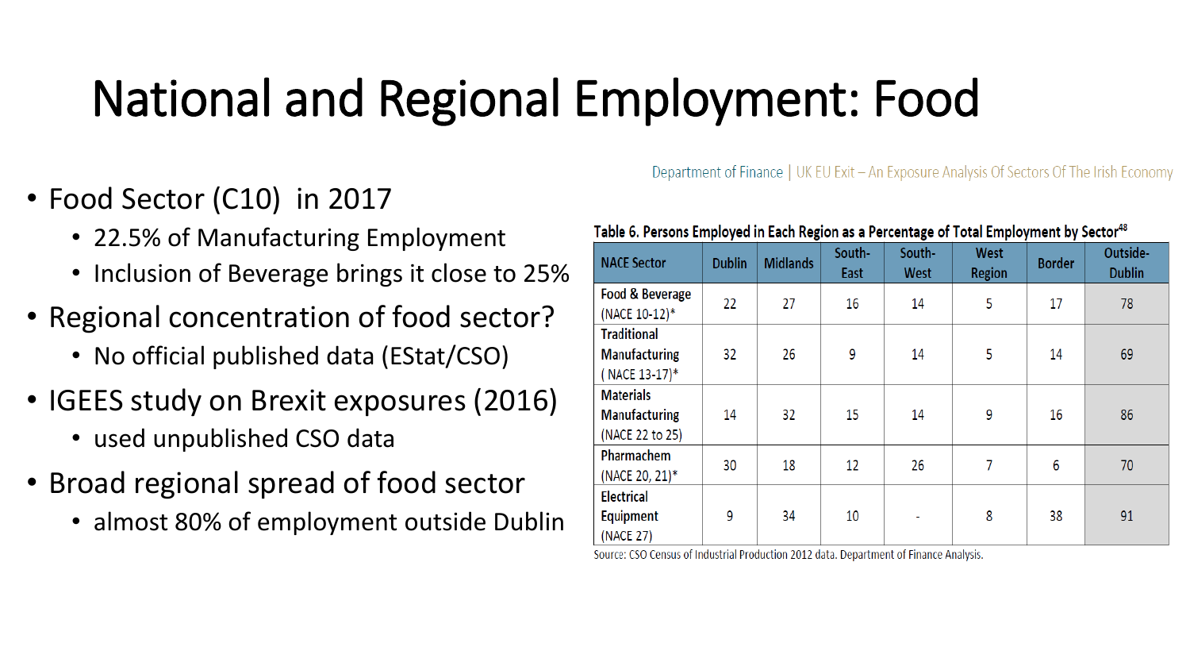# National and Regional Employment: Food

- Food Sector (C10) in 2017
  - 22.5% of Manufacturing Employment
  - Inclusion of Beverage brings it close to 25%
- Regional concentration of food sector?
  - No official published data (EStat/CSO)
- IGEES study on Brexit exposures (2016)
  - used unpublished CSO data
- Broad regional spread of food sector
  - almost 80% of employment outside Dublin

Department of Finance | UK EU Exit – An Exposure Analysis Of Sectors Of The Irish Economy

**Table 6. Persons Employed in Each Region as a Percentage of Total Employment by Sector[48]**

| NACE Sector | Dublin | Midlands | South-East | South-West | West Region | Border | Outside-Dublin |
|---|---|---|---|---|---|---|---|
| Food & Beverage (NACE 10-12)* | 22 | 27 | 16 | 14 | 5 | 17 | 78 |
| Traditional Manufacturing ( NACE 13-17)* | 32 | 26 | 9 | 14 | 5 | 14 | 69 |
| Materials Manufacturing (NACE 22 to 25) | 14 | 32 | 15 | 14 | 9 | 16 | 86 |
| Pharmachem (NACE 20, 21)* | 30 | 18 | 12 | 26 | 7 | 6 | 70 |
| Electrical Equipment (NACE 27) | 9 | 34 | 10 | - | 8 | 38 | 91 |

Source: CSO Census of Industrial Production 2012 data. Department of Finance Analysis.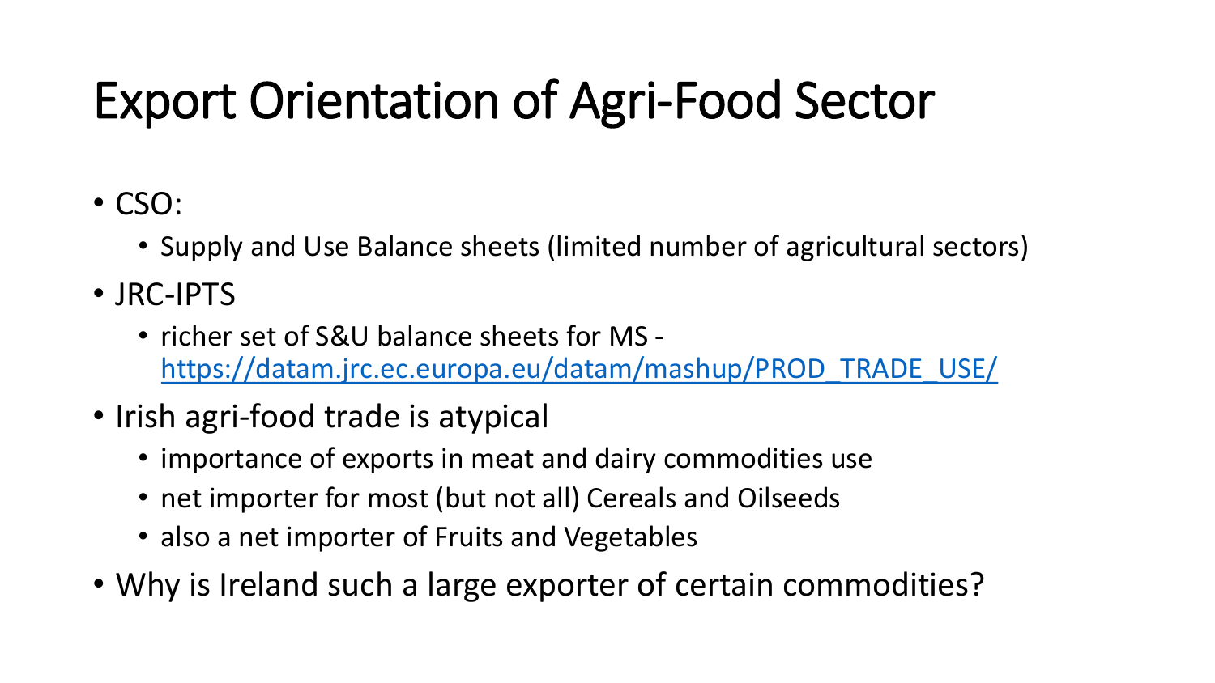# Export Orientation of Agri-Food Sector

- CSO:
  - Supply and Use Balance sheets (limited number of agricultural sectors)
- JRC-IPTS
  - richer set of S&U balance sheets for MS - [https://datam.jrc.ec.europa.eu/datam/mashup/PROD_TRADE_USE/](https://datam.jrc.ec.europa.eu/datam/mashup/PROD_TRADE_USE/)
- Irish agri-food trade is atypical
  - importance of exports in meat and dairy commodities use
  - net importer for most (but not all) Cereals and Oilseeds
  - also a net importer of Fruits and Vegetables
- Why is Ireland such a large exporter of certain commodities?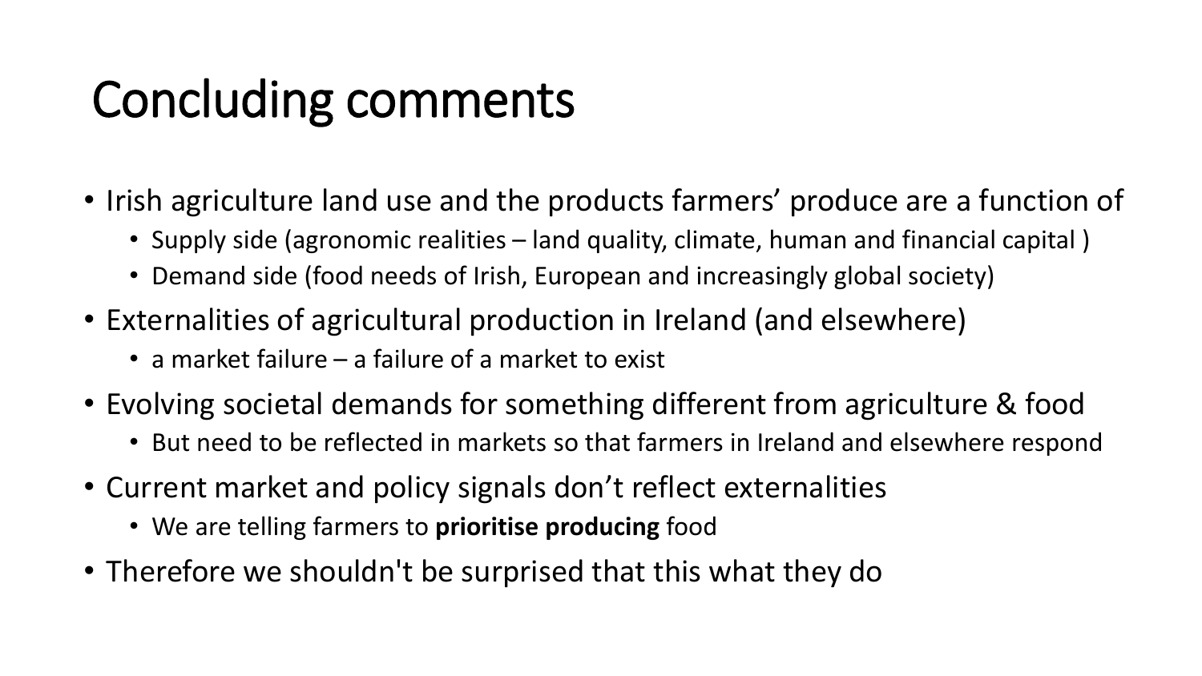# Concluding comments

- Irish agriculture land use and the products farmers' produce are a function of
  - Supply side (agronomic realities – land quality, climate, human and financial capital )
  - Demand side (food needs of Irish, European and increasingly global society)
- Externalities of agricultural production in Ireland (and elsewhere)
  - a market failure – a failure of a market to exist
- Evolving societal demands for something different from agriculture & food
  - But need to be reflected in markets so that farmers in Ireland and elsewhere respond
- Current market and policy signals don't reflect externalities
  - We are telling farmers to **prioritise producing** food
- Therefore we shouldn't be surprised that this what they do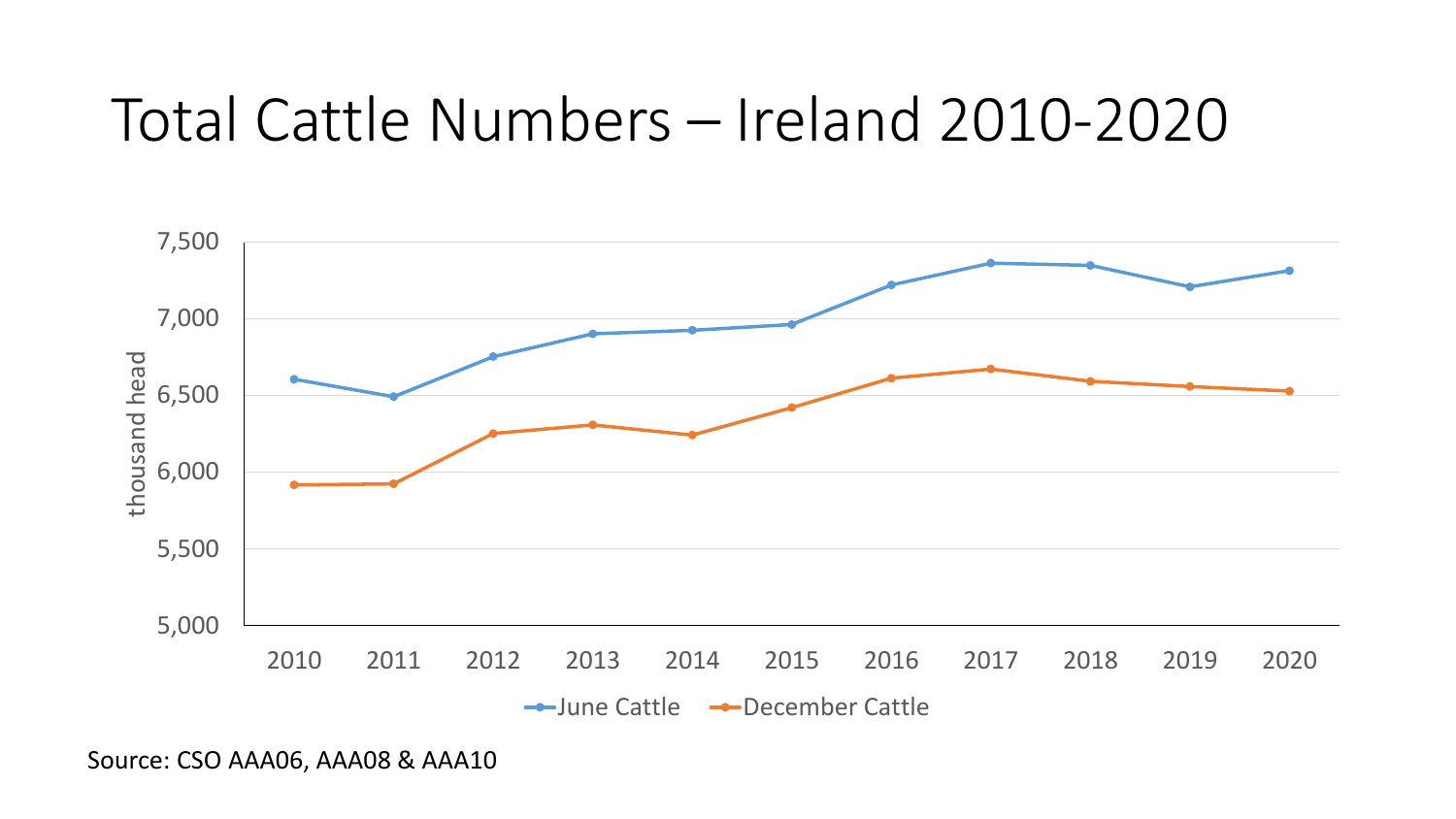# Total Cattle Numbers – Ireland 2010-2020

Source: CSO AAA06, AAA08 & AAA10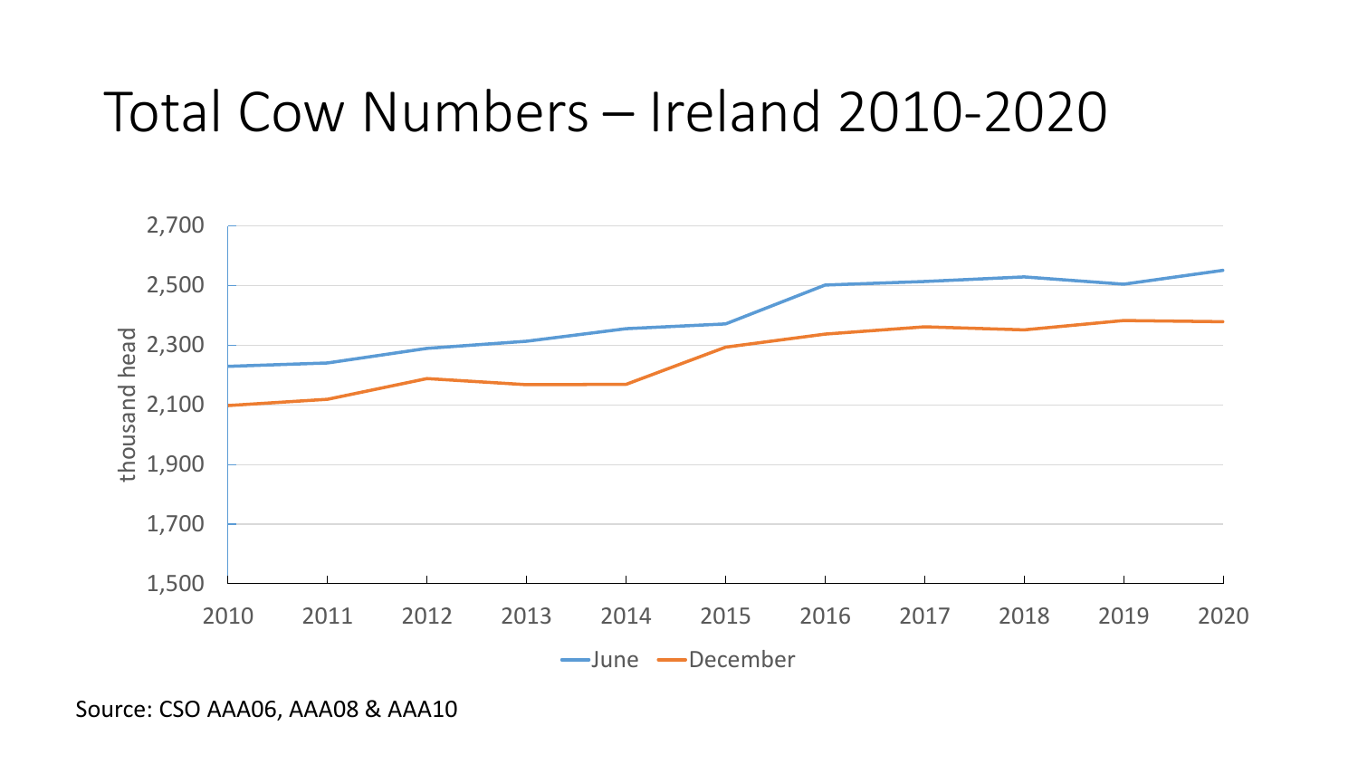# Total Cow Numbers – Ireland 2010-2020

Source: CSO AAA06, AAA08 & AAA10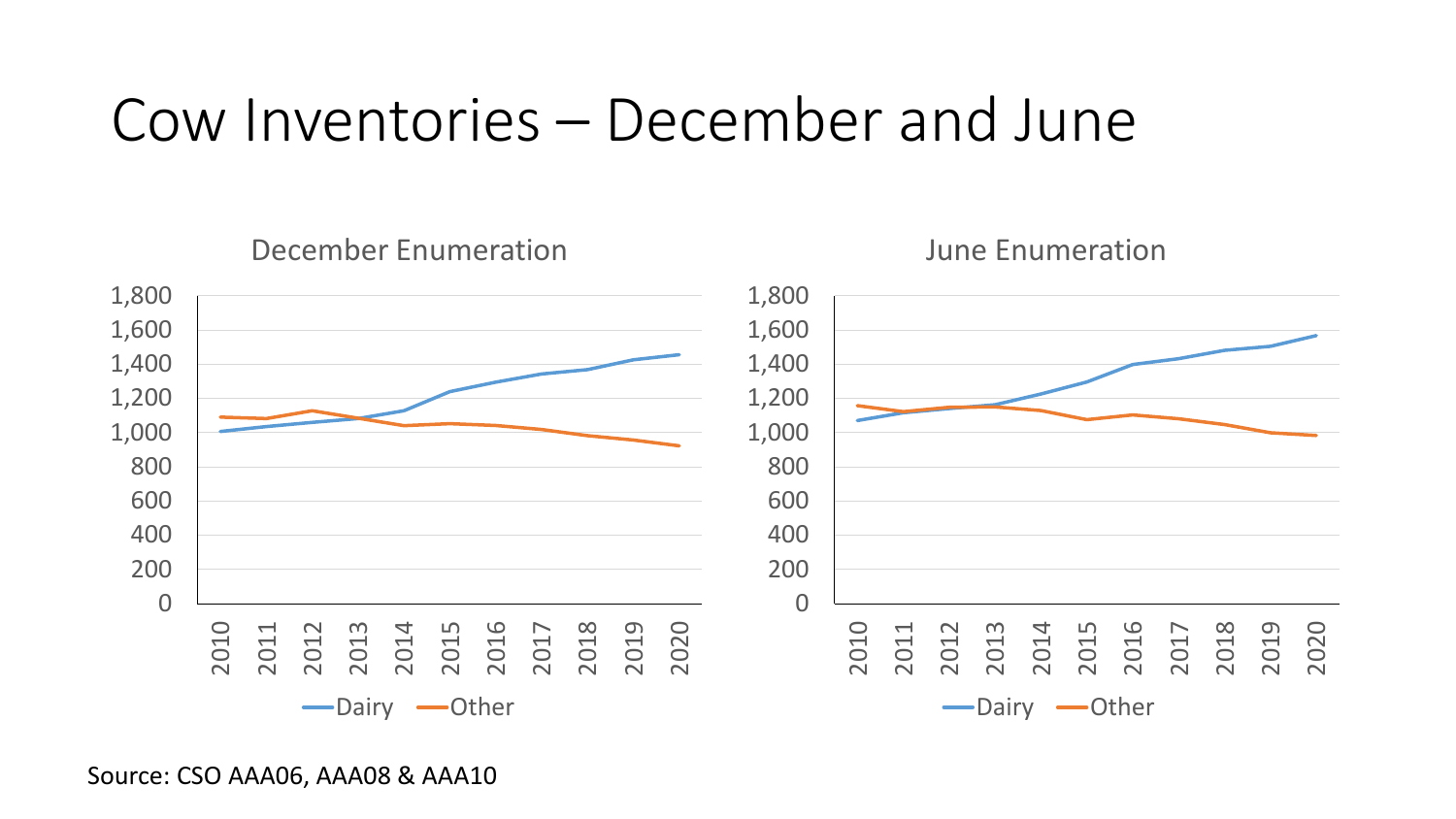# Cow Inventories – December and June

December Enumeration

June Enumeration

Source: CSO AAA06, AAA08 & AAA10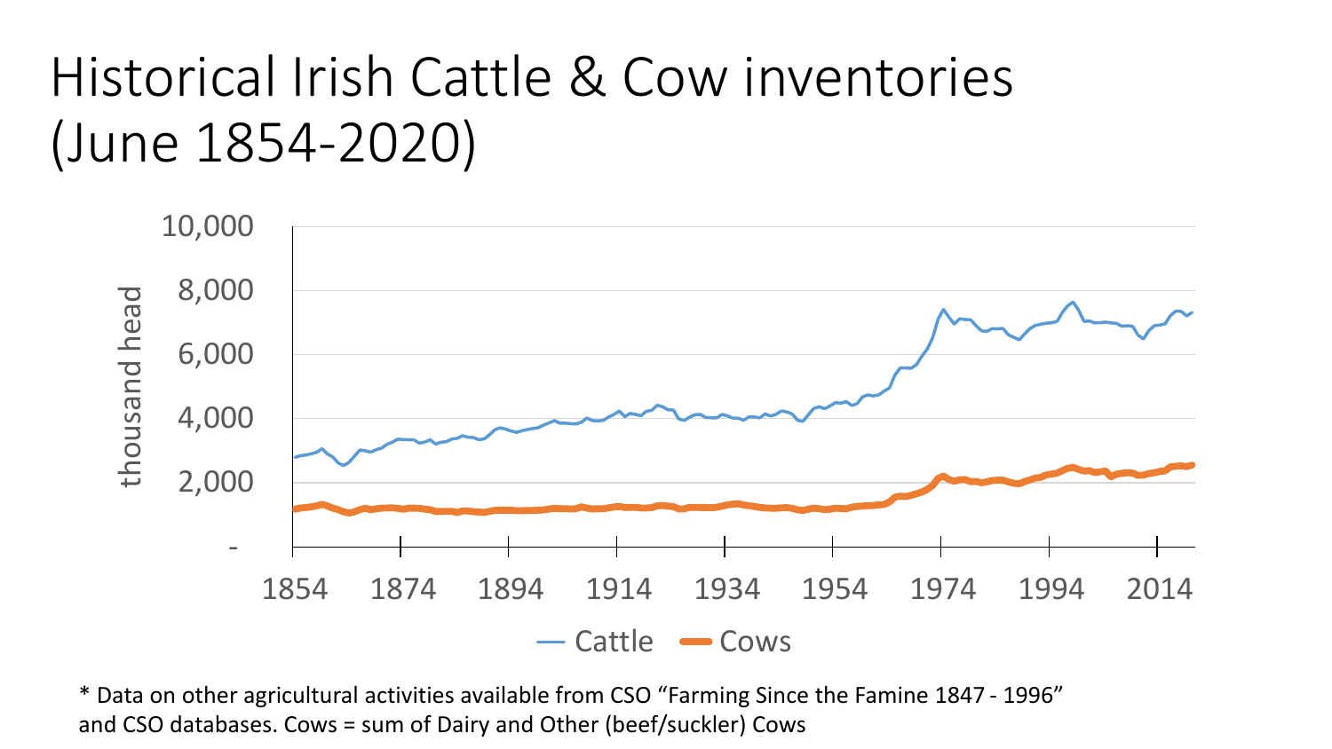# Historical Irish Cattle & Cow inventories (June 1854-2020)

10,000
8,000
6,000
4,000
2,000
-

thousand head

1854 1874 1894 1914 1934 1954 1974 1994 2014

Cattle Cows

* Data on other agricultural activities available from CSO “Farming Since the Famine 1847 - 1996” and CSO databases. Cows = sum of Dairy and Other (beef/suckler) Cows